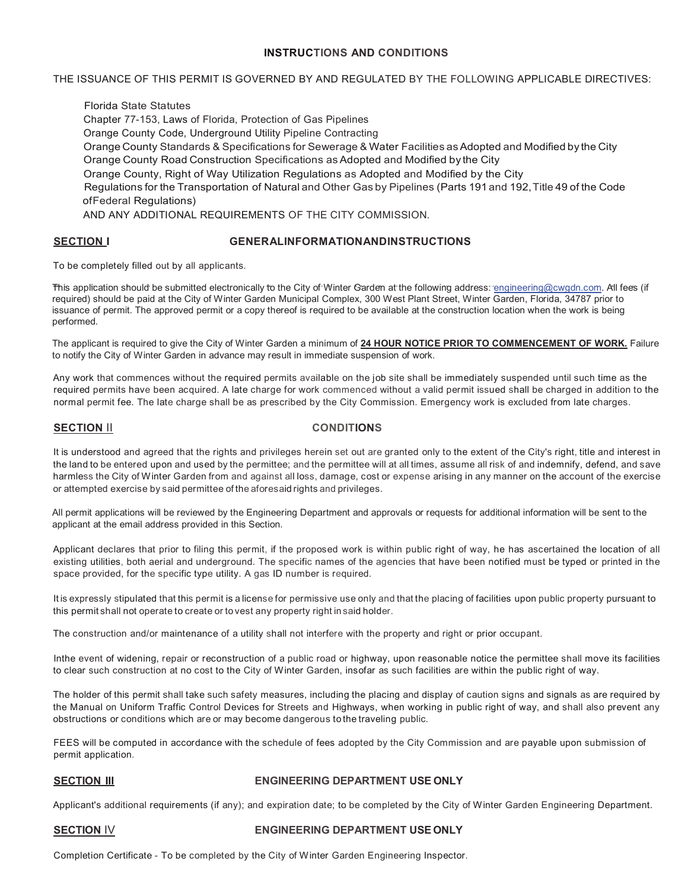# INSTRUCTIONS AND CONDITIONS

THE ISSUANCE OF THIS PERMIT IS GOVERNED BY AND REGULATED BY THE FOLLOWING APPLICABLE DIRECTIVES:

Florida State Statutes
Chapter 77-153, Laws of Florida, Protection of Gas Pipelines
Orange County Code, Underground Utility Pipeline Contracting
Orange County Standards & Specifications for Sewerage & Water Facilities as Adopted and Modified by the City
Orange County Road Construction Specifications as Adopted and Modified by the City
Orange County, Right of Way Utilization Regulations as Adopted and Modified by the City
Regulations for the Transportation of Natural and Other Gas by Pipelines (Parts 191 and 192, Title 49 of the Code of Federal Regulations)
AND ANY ADDITIONAL REQUIREMENTS OF THE CITY COMMISSION.

## SECTION I — GENERAL INFORMATION AND INSTRUCTIONS

To be completely filled out by all applicants.

This application should be submitted electronically to the City of Winter Garden at the following address: engineering@cwgdn.com. All fees (if required) should be paid at the City of Winter Garden Municipal Complex, 300 West Plant Street, Winter Garden, Florida, 34787 prior to issuance of permit. The approved permit or a copy thereof is required to be available at the construction location when the work is being performed.

The applicant is required to give the City of Winter Garden a minimum of **24 HOUR NOTICE PRIOR TO COMMENCEMENT OF WORK.** Failure to notify the City of Winter Garden in advance may result in immediate suspension of work.

Any work that commences without the required permits available on the job site shall be immediately suspended until such time as the required permits have been acquired. A late charge for work commenced without a valid permit issued shall be charged in addition to the normal permit fee. The late charge shall be as prescribed by the City Commission. Emergency work is excluded from late charges.

## SECTION II — CONDITIONS

It is understood and agreed that the rights and privileges herein set out are granted only to the extent of the City's right, title and interest in the land to be entered upon and used by the permittee; and the permittee will at all times, assume all risk of and indemnify, defend, and save harmless the City of Winter Garden from and against all loss, damage, cost or expense arising in any manner on the account of the exercise or attempted exercise by said permittee of the aforesaid rights and privileges.

All permit applications will be reviewed by the Engineering Department and approvals or requests for additional information will be sent to the applicant at the email address provided in this Section.

Applicant declares that prior to filing this permit, if the proposed work is within public right of way, he has ascertained the location of all existing utilities, both aerial and underground. The specific names of the agencies that have been notified must be typed or printed in the space provided, for the specific type utility. A gas ID number is required.

It is expressly stipulated that this permit is a license for permissive use only and that the placing of facilities upon public property pursuant to this permit shall not operate to create or to vest any property right in said holder.

The construction and/or maintenance of a utility shall not interfere with the property and right or prior occupant.

In the event of widening, repair or reconstruction of a public road or highway, upon reasonable notice the permittee shall move its facilities to clear such construction at no cost to the City of Winter Garden, insofar as such facilities are within the public right of way.

The holder of this permit shall take such safety measures, including the placing and display of caution signs and signals as are required by the Manual on Uniform Traffic Control Devices for Streets and Highways, when working in public right of way, and shall also prevent any obstructions or conditions which are or may become dangerous to the traveling public.

FEES will be computed in accordance with the schedule of fees adopted by the City Commission and are payable upon submission of permit application.

## SECTION III — ENGINEERING DEPARTMENT USE ONLY

Applicant's additional requirements (if any); and expiration date; to be completed by the City of Winter Garden Engineering Department.

## SECTION IV — ENGINEERING DEPARTMENT USE ONLY

Completion Certificate - To be completed by the City of Winter Garden Engineering Inspector.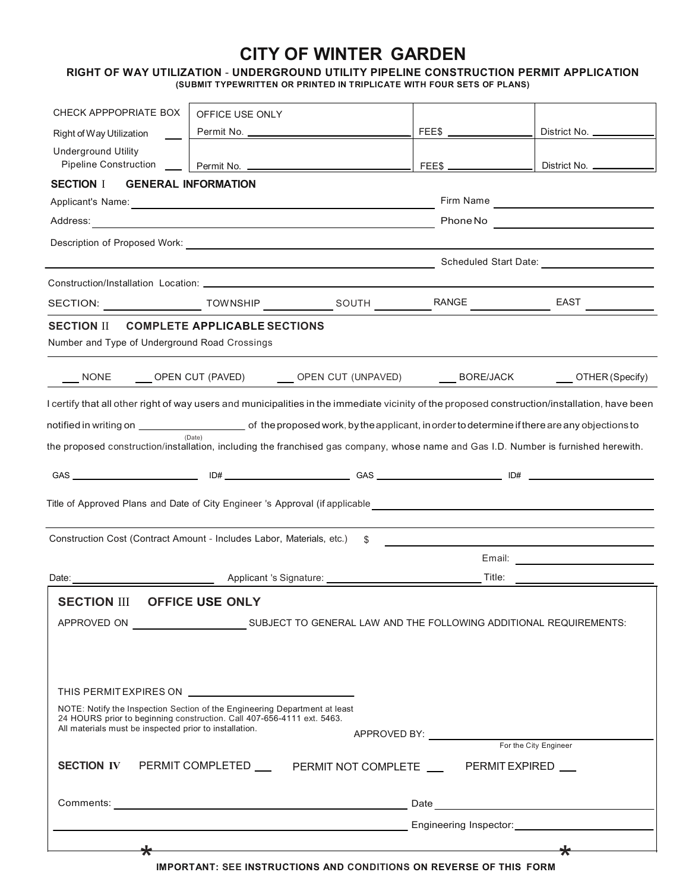# CITY OF WINTER GARDEN

**RIGHT OF WAY UTILIZATION - UNDERGROUND UTILITY PIPELINE CONSTRUCTION PERMIT APPLICATION**
**(SUBMIT TYPEWRITTEN OR PRINTED IN TRIPLICATE WITH FOUR SETS OF PLANS)**

| CHECK APPPOPRIATE BOX | OFFICE USE ONLY | | |
|---|---|---|---|
| Right of Way Utilization ___ | Permit No. ____________ | FEE$ ____________ | District No. ____________ |
| Underground Utility Pipeline Construction ___ | Permit No. ____________ | FEE$ ____________ | District No. ____________ |

## SECTION I GENERAL INFORMATION

Applicant's Name: ______________________________ Firm Name ______________________________

Address: ______________________________ Phone No ______________________________

Description of Proposed Work: ______________________________

______________________________ Scheduled Start Date: ______________________________

Construction/Installation Location: ______________________________

SECTION: ____________ TOWNSHIP ____________ SOUTH ____________ RANGE ____________ EAST ____________

## SECTION II COMPLETE APPLICABLE SECTIONS

Number and Type of Underground Road Crossings

___ NONE ___ OPEN CUT (PAVED) ___ OPEN CUT (UNPAVED) ___ BORE/JACK ___ OTHER (Specify)

I certify that all other right of way users and municipalities in the immediate vicinity of the proposed construction/installation, have been notified in writing on ____________ (Date) of the proposed work, by the applicant, in order to determine if there are any objections to the proposed construction/installation, including the franchised gas company, whose name and Gas I.D. Number is furnished herewith.

GAS ____________ ID# ____________ GAS ____________ ID# ____________

Title of Approved Plans and Date of City Engineer 's Approval (if applicable ______________________________

Construction Cost (Contract Amount - Includes Labor, Materials, etc.) $ ______________________________

Email: ______________________________

Date: ____________ Applicant 's Signature: ______________________________ Title: ____________

## SECTION III OFFICE USE ONLY

APPROVED ON ____________ SUBJECT TO GENERAL LAW AND THE FOLLOWING ADDITIONAL REQUIREMENTS:

THIS PERMIT EXPIRES ON ____________

NOTE: Notify the Inspection Section of the Engineering Department at least 24 HOURS prior to beginning construction. Call 407-656-4111 ext. 5463. All materials must be inspected prior to installation.

APPROVED BY: ______________________________
For the City Engineer

## SECTION IV

PERMIT COMPLETED ___ PERMIT NOT COMPLETE ___ PERMIT EXPIRED ___

Comments: ______________________________ Date ______________________________

______________________________ Engineering Inspector: ______________________________

\* \*

**IMPORTANT: SEE INSTRUCTIONS AND CONDITIONS ON REVERSE OF THIS FORM**